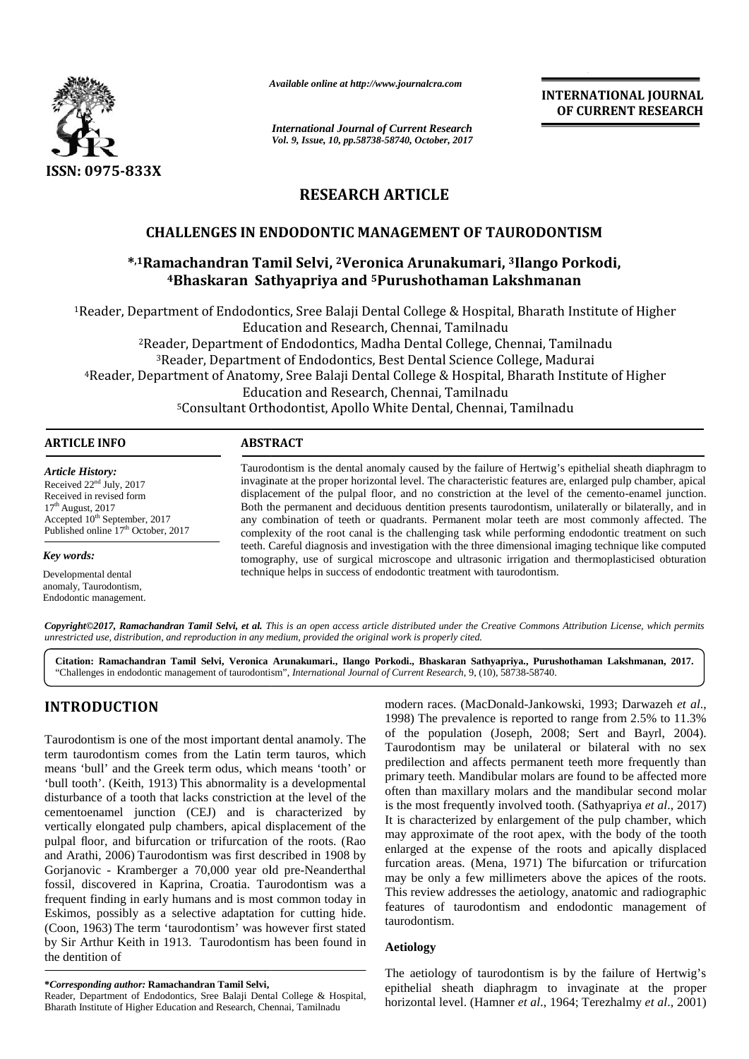Available online at http://www.journalcra.com

*International Journal of Current Research*
*Vol. 9, Issue, 10, pp.58738-58740, October, 2017*

**INTERNATIONAL JOURNAL OF CURRENT RESEARCH**

ISSN: 0975-833X

# RESEARCH ARTICLE

## CHALLENGES IN ENDODONTIC MANAGEMENT OF TAURODONTISM

**\*,[1]Ramachandran Tamil Selvi, [2]Veronica Arunakumari, [3]Ilango Porkodi, [4]Bhaskaran Sathyapriya and [5]Purushothaman Lakshmanan**

[1]Reader, Department of Endodontics, Sree Balaji Dental College & Hospital, Bharath Institute of Higher Education and Research, Chennai, Tamilnadu

[2]Reader, Department of Endodontics, Madha Dental College, Chennai, Tamilnadu

[3]Reader, Department of Endodontics, Best Dental Science College, Madurai

[4]Reader, Department of Anatomy, Sree Balaji Dental College & Hospital, Bharath Institute of Higher Education and Research, Chennai, Tamilnadu

[5]Consultant Orthodontist, Apollo White Dental, Chennai, Tamilnadu

**ARTICLE INFO**

*Article History:*
Received 22nd July, 2017
Received in revised form
17th August, 2017
Accepted 10th September, 2017
Published online 17th October, 2017

*Key words:*
Developmental dental anomaly, Taurodontism, Endodontic management.

**ABSTRACT**

Taurodontism is the dental anomaly caused by the failure of Hertwig's epithelial sheath diaphragm to invaginate at the proper horizontal level. The characteristic features are, enlarged pulp chamber, apical displacement of the pulpal floor, and no constriction at the level of the cemento-enamel junction. Both the permanent and deciduous dentition presents taurodontism, unilaterally or bilaterally, and in any combination of teeth or quadrants. Permanent molar teeth are most commonly affected. The complexity of the root canal is the challenging task while performing endodontic treatment on such teeth. Careful diagnosis and investigation with the three dimensional imaging technique like computed tomography, use of surgical microscope and ultrasonic irrigation and thermoplasticised obturation technique helps in success of endodontic treatment with taurodontism.

*Copyright©2017, Ramachandran Tamil Selvi, et al. This is an open access article distributed under the Creative Commons Attribution License, which permits unrestricted use, distribution, and reproduction in any medium, provided the original work is properly cited.*

**Citation: Ramachandran Tamil Selvi, Veronica Arunakumari., Ilango Porkodi., Bhaskaran Sathyapriya., Purushothaman Lakshmanan, 2017.** "Challenges in endodontic management of taurodontism", *International Journal of Current Research*, 9, (10), 58738-58740.

# INTRODUCTION

Taurodontism is one of the most important dental anamoly. The term taurodontism comes from the Latin term tauros, which means 'bull' and the Greek term odus, which means 'tooth' or 'bull tooth'. (Keith, 1913) This abnormality is a developmental disturbance of a tooth that lacks constriction at the level of the cementoenamel junction (CEJ) and is characterized by vertically elongated pulp chambers, apical displacement of the pulpal floor, and bifurcation or trifurcation of the roots. (Rao and Arathi, 2006) Taurodontism was first described in 1908 by Gorjanovic - Kramberger a 70,000 year old pre-Neanderthal fossil, discovered in Kaprina, Croatia. Taurodontism was a frequent finding in early humans and is most common today in Eskimos, possibly as a selective adaptation for cutting hide. (Coon, 1963) The term 'taurodontism' was however first stated by Sir Arthur Keith in 1913. Taurodontism has been found in the dentition of modern races. (MacDonald-Jankowski, 1993; Darwazeh *et al*., 1998) The prevalence is reported to range from 2.5% to 11.3% of the population (Joseph, 2008; Sert and Bayrl, 2004). Taurodontism may be unilateral or bilateral with no sex predilection and affects permanent teeth more frequently than primary teeth. Mandibular molars are found to be affected more often than maxillary molars and the mandibular second molar is the most frequently involved tooth. (Sathyapriya *et al*., 2017) It is characterized by enlargement of the pulp chamber, which may approximate of the root apex, with the body of the tooth enlarged at the expense of the roots and apically displaced furcation areas. (Mena, 1971) The bifurcation or trifurcation may be only a few millimeters above the apices of the roots. This review addresses the aetiology, anatomic and radiographic features of taurodontism and endodontic management of taurodontism.

### Aetiology

The aetiology of taurodontism is by the failure of Hertwig's epithelial sheath diaphragm to invaginate at the proper horizontal level. (Hamner *et al*., 1964; Terezhalmy *et al*., 2001)

**\*Corresponding author: Ramachandran Tamil Selvi,**
Reader, Department of Endodontics, Sree Balaji Dental College & Hospital, Bharath Institute of Higher Education and Research, Chennai, Tamilnadu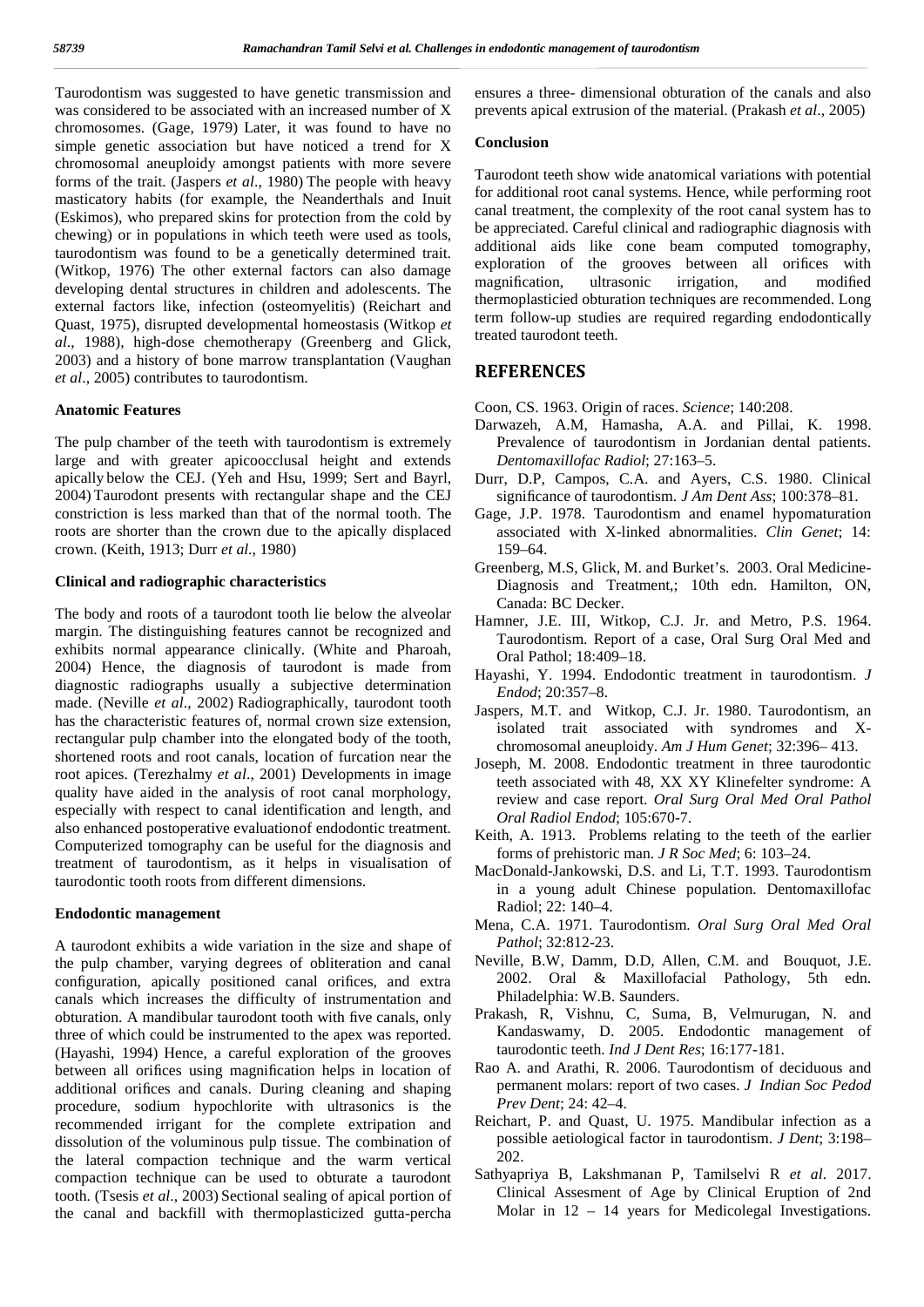Taurodontism was suggested to have genetic transmission and was considered to be associated with an increased number of X chromosomes. (Gage, 1979) Later, it was found to have no simple genetic association but have noticed a trend for X chromosomal aneuploidy amongst patients with more severe forms of the trait. (Jaspers *et al*., 1980) The people with heavy masticatory habits (for example, the Neanderthals and Inuit (Eskimos), who prepared skins for protection from the cold by chewing) or in populations in which teeth were used as tools, taurodontism was found to be a genetically determined trait. (Witkop, 1976) The other external factors can also damage developing dental structures in children and adolescents. The external factors like, infection (osteomyelitis) (Reichart and Quast, 1975), disrupted developmental homeostasis (Witkop *et al*., 1988), high-dose chemotherapy (Greenberg and Glick, 2003) and a history of bone marrow transplantation (Vaughan *et al*., 2005) contributes to taurodontism.

### Anatomic Features

The pulp chamber of the teeth with taurodontism is extremely large and with greater apicoocclusal height and extends apically below the CEJ. (Yeh and Hsu, 1999; Sert and Bayrl, 2004) Taurodont presents with rectangular shape and the CEJ constriction is less marked than that of the normal tooth. The roots are shorter than the crown due to the apically displaced crown. (Keith, 1913; Durr *et al*., 1980)

### Clinical and radiographic characteristics

The body and roots of a taurodont tooth lie below the alveolar margin. The distinguishing features cannot be recognized and exhibits normal appearance clinically. (White and Pharoah, 2004) Hence, the diagnosis of taurodont is made from diagnostic radiographs usually a subjective determination made. (Neville *et al*., 2002) Radiographically, taurodont tooth has the characteristic features of, normal crown size extension, rectangular pulp chamber into the elongated body of the tooth, shortened roots and root canals, location of furcation near the root apices. (Terezhalmy *et al*., 2001) Developments in image quality have aided in the analysis of root canal morphology, especially with respect to canal identification and length, and also enhanced postoperative evaluationof endodontic treatment. Computerized tomography can be useful for the diagnosis and treatment of taurodontism, as it helps in visualisation of taurodontic tooth roots from different dimensions.

### Endodontic management

A taurodont exhibits a wide variation in the size and shape of the pulp chamber, varying degrees of obliteration and canal configuration, apically positioned canal orifices, and extra canals which increases the difficulty of instrumentation and obturation. A mandibular taurodont tooth with five canals, only three of which could be instrumented to the apex was reported. (Hayashi, 1994) Hence, a careful exploration of the grooves between all orifices using magnification helps in location of additional orifices and canals. During cleaning and shaping procedure, sodium hypochlorite with ultrasonics is the recommended irrigant for the complete extripation and dissolution of the voluminous pulp tissue. The combination of the lateral compaction technique and the warm vertical compaction technique can be used to obturate a taurodont tooth. (Tsesis *et al*., 2003) Sectional sealing of apical portion of the canal and backfill with thermoplasticized gutta-percha ensures a three- dimensional obturation of the canals and also prevents apical extrusion of the material. (Prakash *et al*., 2005)

### Conclusion

Taurodont teeth show wide anatomical variations with potential for additional root canal systems. Hence, while performing root canal treatment, the complexity of the root canal system has to be appreciated. Careful clinical and radiographic diagnosis with additional aids like cone beam computed tomography, exploration of the grooves between all orifices with magnification, ultrasonic irrigation, and modified thermoplasticied obturation techniques are recommended. Long term follow-up studies are required regarding endodontically treated taurodont teeth.

## REFERENCES

Coon, CS. 1963. Origin of races. *Science*; 140:208.

Darwazeh, A.M, Hamasha, A.A. and Pillai, K. 1998. Prevalence of taurodontism in Jordanian dental patients. *Dentomaxillofac Radiol*; 27:163–5.

Durr, D.P, Campos, C.A. and Ayers, C.S. 1980. Clinical significance of taurodontism. *J Am Dent Ass*; 100:378–81.

Gage, J.P. 1978. Taurodontism and enamel hypomaturation associated with X-linked abnormalities. *Clin Genet*; 14: 159–64.

Greenberg, M.S, Glick, M. and Burket's. 2003. Oral Medicine-Diagnosis and Treatment,; 10th edn. Hamilton, ON, Canada: BC Decker.

Hamner, J.E. III, Witkop, C.J. Jr. and Metro, P.S. 1964. Taurodontism. Report of a case, Oral Surg Oral Med and Oral Pathol; 18:409–18.

Hayashi, Y. 1994. Endodontic treatment in taurodontism. *J Endod*; 20:357–8.

Jaspers, M.T. and Witkop, C.J. Jr. 1980. Taurodontism, an isolated trait associated with syndromes and X-chromosomal aneuploidy. *Am J Hum Genet*; 32:396– 413.

Joseph, M. 2008. Endodontic treatment in three taurodontic teeth associated with 48, XX XY Klinefelter syndrome: A review and case report. *Oral Surg Oral Med Oral Pathol Oral Radiol Endod*; 105:670-7.

Keith, A. 1913. Problems relating to the teeth of the earlier forms of prehistoric man. *J R Soc Med*; 6: 103–24.

MacDonald-Jankowski, D.S. and Li, T.T. 1993. Taurodontism in a young adult Chinese population. Dentomaxillofac Radiol; 22: 140–4.

Mena, C.A. 1971. Taurodontism. *Oral Surg Oral Med Oral Pathol*; 32:812-23.

Neville, B.W, Damm, D.D, Allen, C.M. and Bouquot, J.E. 2002. Oral & Maxillofacial Pathology, 5th edn. Philadelphia: W.B. Saunders.

Prakash, R, Vishnu, C, Suma, B, Velmurugan, N. and Kandaswamy, D. 2005. Endodontic management of taurodontic teeth. *Ind J Dent Res*; 16:177-181.

Rao A. and Arathi, R. 2006. Taurodontism of deciduous and permanent molars: report of two cases. *J Indian Soc Pedod Prev Dent*; 24: 42–4.

Reichart, P. and Quast, U. 1975. Mandibular infection as a possible aetiological factor in taurodontism. *J Dent*; 3:198–202.

Sathyapriya B, Lakshmanan P, Tamilselvi R *et al*. 2017. Clinical Assesment of Age by Clinical Eruption of 2nd Molar in 12 – 14 years for Medicolegal Investigations.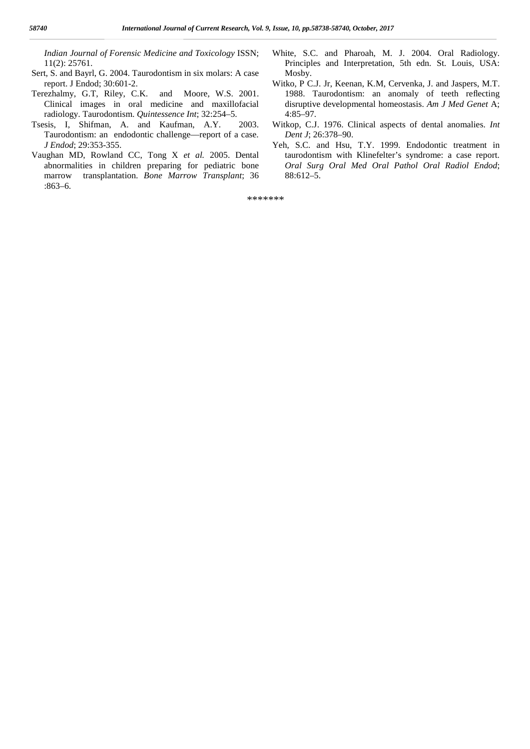*Indian Journal of Forensic Medicine and Toxicology* ISSN; 11(2): 25761.

Sert, S. and Bayrl, G. 2004. Taurodontism in six molars: A case report. J Endod; 30:601-2.

Terezhalmy, G.T, Riley, C.K. and Moore, W.S. 2001. Clinical images in oral medicine and maxillofacial radiology. Taurodontism. *Quintessence Int*; 32:254–5.

Tsesis, I, Shifman, A. and Kaufman, A.Y. 2003. Taurodontism: an endodontic challenge—report of a case. *J Endod*; 29:353-355.

Vaughan MD, Rowland CC, Tong X *et al.* 2005. Dental abnormalities in children preparing for pediatric bone marrow transplantation. *Bone Marrow Transplant*; 36 :863–6.

White, S.C. and Pharoah, M. J. 2004. Oral Radiology. Principles and Interpretation, 5th edn. St. Louis, USA: Mosby.

Witko, P C.J. Jr, Keenan, K.M, Cervenka, J. and Jaspers, M.T. 1988. Taurodontism: an anomaly of teeth reflecting disruptive developmental homeostasis. *Am J Med Genet* A; 4:85–97.

Witkop, C.J. 1976. Clinical aspects of dental anomalies. *Int Dent J*; 26:378–90.

Yeh, S.C. and Hsu, T.Y. 1999. Endodontic treatment in taurodontism with Klinefelter's syndrome: a case report. *Oral Surg Oral Med Oral Pathol Oral Radiol Endod*; 88:612–5.

*******